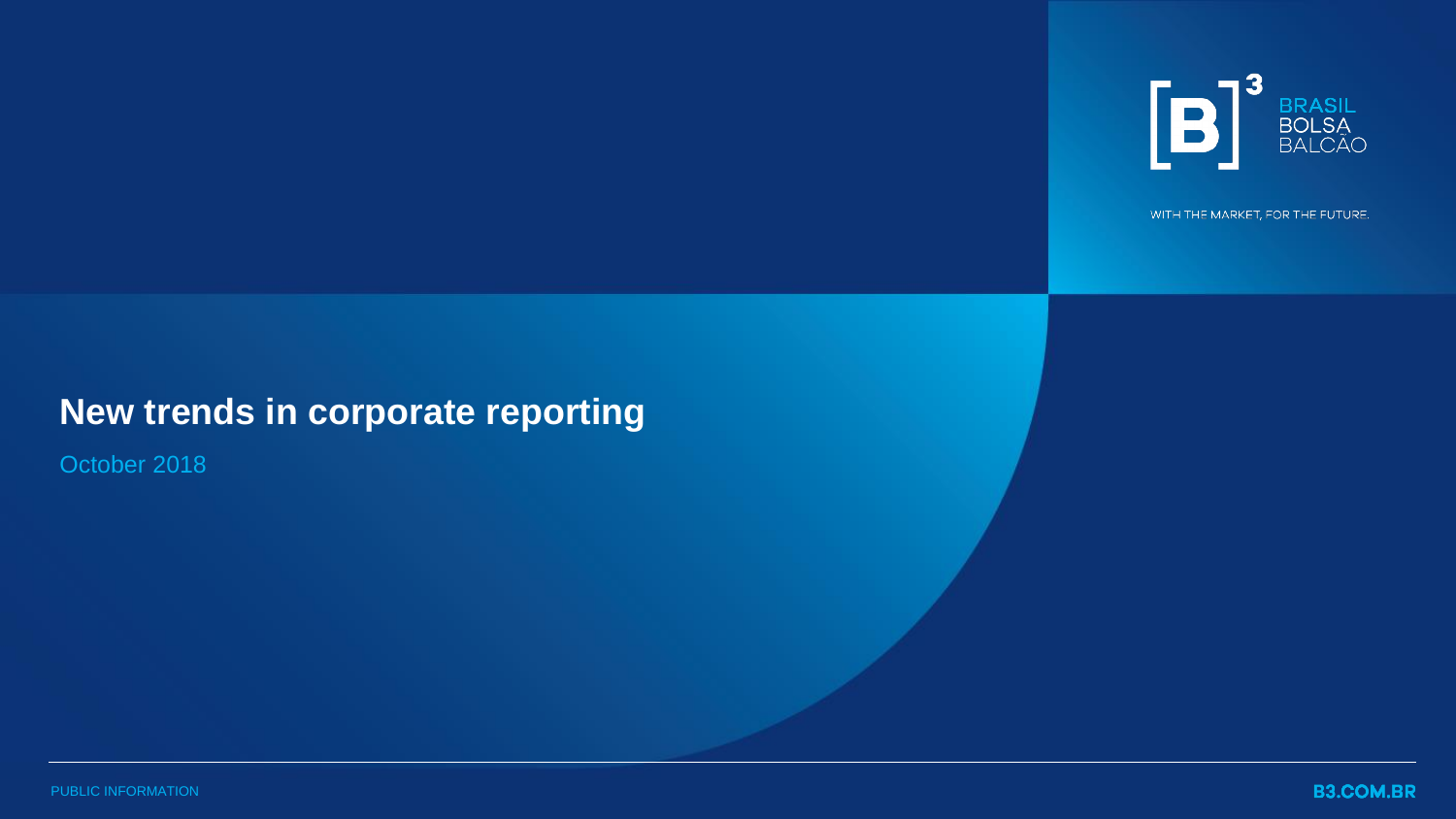BRASIL BOLSA BALCÃO

WITH THE MARKET, FOR THE FUTURE.

# New trends in corporate reporting

October 2018

PUBLIC INFORMATION

B3.COM.BR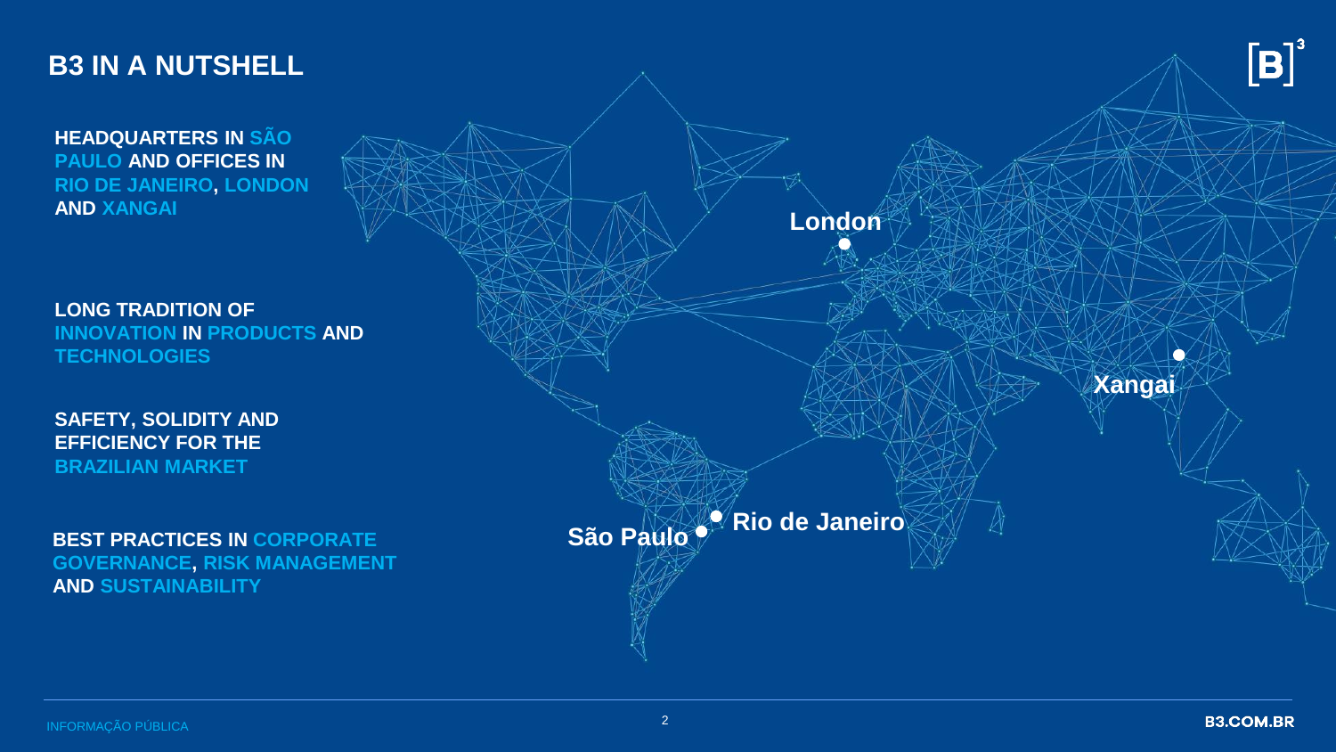# B3 IN A NUTSHELL

**HEADQUARTERS IN SÃO PAULO AND OFFICES IN RIO DE JANEIRO, LONDON AND XANGAI**

**LONG TRADITION OF INNOVATION IN PRODUCTS AND TECHNOLOGIES**

**SAFETY, SOLIDITY AND EFFICIENCY FOR THE BRAZILIAN MARKET**

**BEST PRACTICES IN CORPORATE GOVERNANCE, RISK MANAGEMENT AND SUSTAINABILITY**

London

Xangai

São Paulo

Rio de Janeiro

INFORMAÇÃO PÚBLICA

B3.COM.BR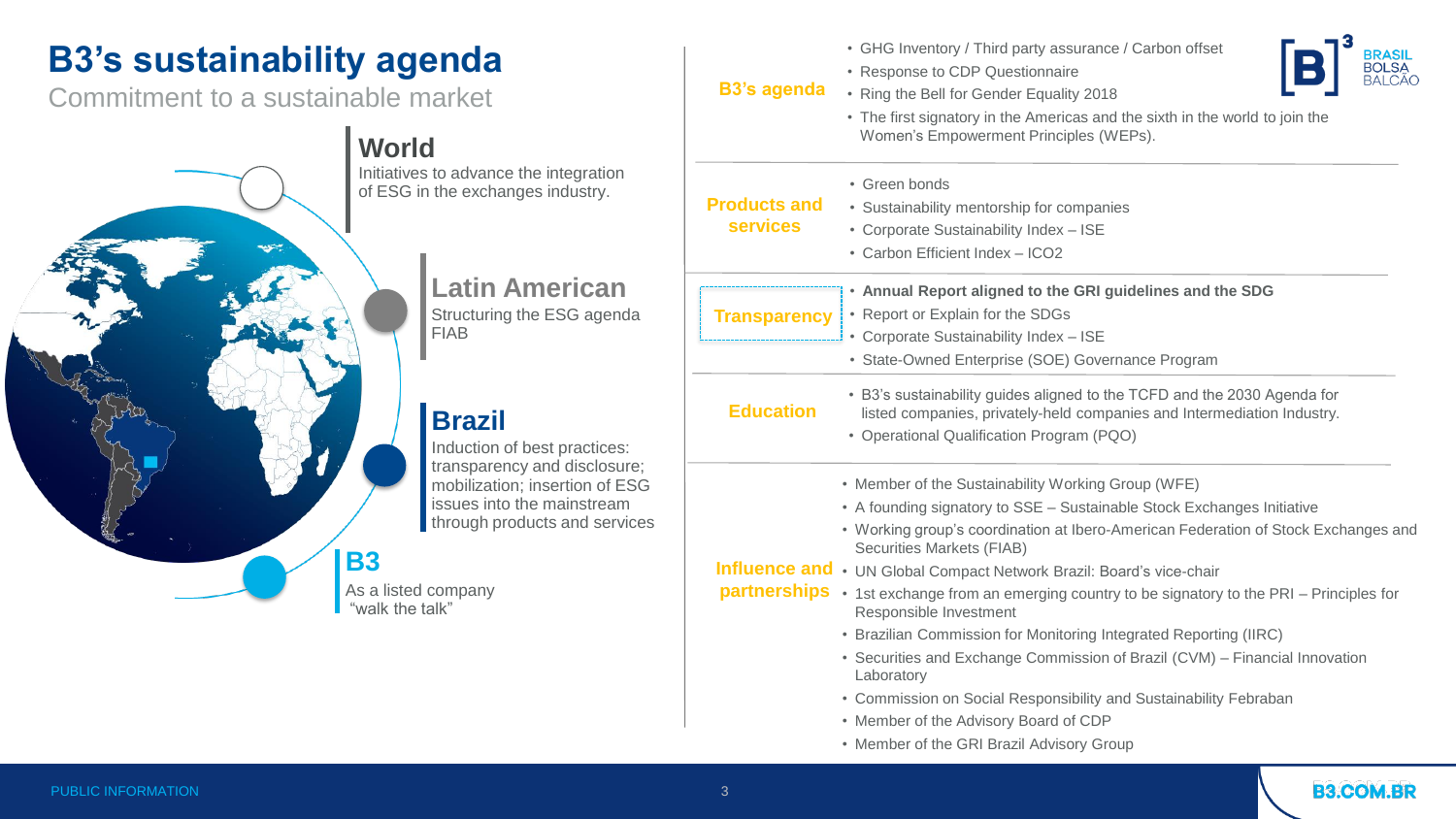# B3's sustainability agenda

Commitment to a sustainable market

### World

Initiatives to advance the integration of ESG in the exchanges industry.

### Latin American

Structuring the ESG agenda FIAB

### Brazil

Induction of best practices: transparency and disclosure; mobilization; insertion of ESG issues into the mainstream through products and services

### B3

As a listed company "walk the talk"

---

**B3's agenda**

- GHG Inventory / Third party assurance / Carbon offset
- Response to CDP Questionnaire
- Ring the Bell for Gender Equality 2018
- The first signatory in the Americas and the sixth in the world to join the Women's Empowerment Principles (WEPs).

**Products and services**

- Green bonds
- Sustainability mentorship for companies
- Corporate Sustainability Index – ISE
- Carbon Efficient Index – ICO2

**Transparency**

- **Annual Report aligned to the GRI guidelines and the SDG**
- Report or Explain for the SDGs
- Corporate Sustainability Index – ISE
- State-Owned Enterprise (SOE) Governance Program

**Education**

- B3's sustainability guides aligned to the TCFD and the 2030 Agenda for listed companies, privately-held companies and Intermediation Industry.
- Operational Qualification Program (PQO)

**Influence and partnerships**

- Member of the Sustainability Working Group (WFE)
- A founding signatory to SSE – Sustainable Stock Exchanges Initiative
- Working group's coordination at Ibero-American Federation of Stock Exchanges and Securities Markets (FIAB)
- UN Global Compact Network Brazil: Board's vice-chair
- 1st exchange from an emerging country to be signatory to the PRI – Principles for Responsible Investment
- Brazilian Commission for Monitoring Integrated Reporting (IIRC)
- Securities and Exchange Commission of Brazil (CVM) – Financial Innovation Laboratory
- Commission on Social Responsibility and Sustainability Febraban
- Member of the Advisory Board of CDP
- Member of the GRI Brazil Advisory Group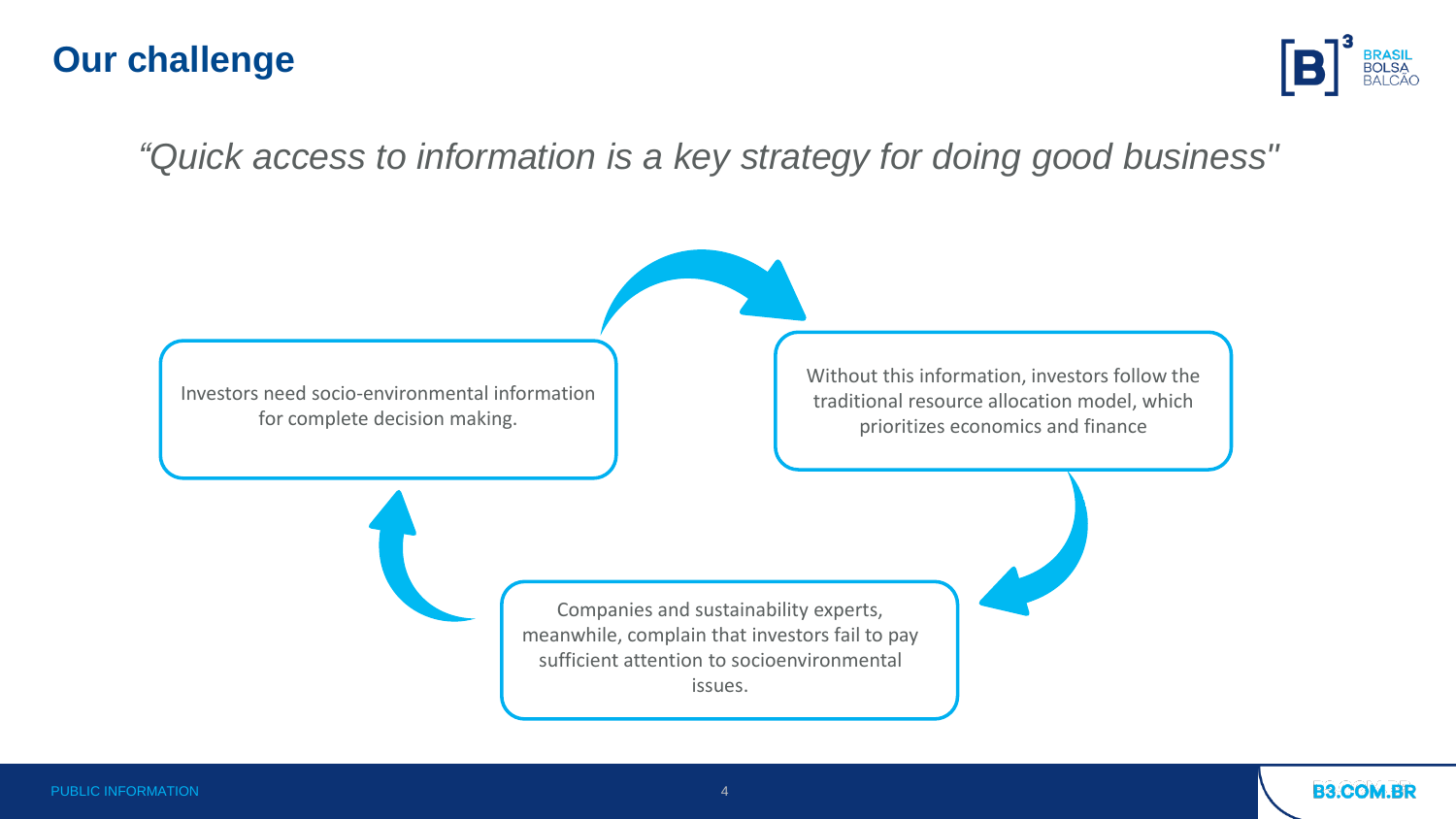# Our challenge

*"Quick access to information is a key strategy for doing good business"*

Investors need socio-environmental information for complete decision making.

Without this information, investors follow the traditional resource allocation model, which prioritizes economics and finance

Companies and sustainability experts, meanwhile, complain that investors fail to pay sufficient attention to socioenvironmental issues.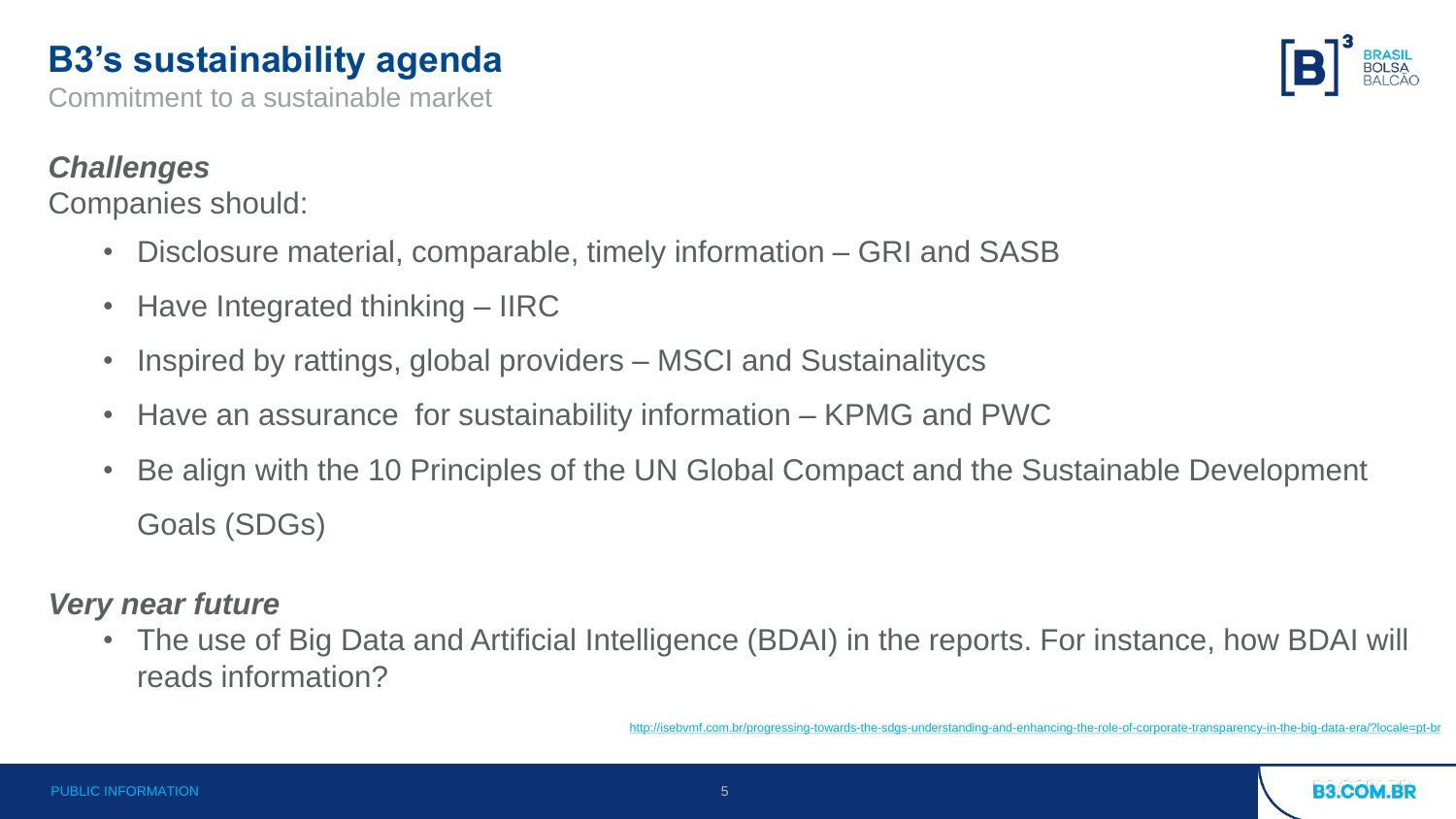# B3's sustainability agenda

Commitment to a sustainable market

***Challenges***

Companies should:

- Disclosure material, comparable, timely information – GRI and SASB
- Have Integrated thinking – IIRC
- Inspired by rattings, global providers – MSCI and Sustainalitycs
- Have an assurance for sustainability information – KPMG and PWC
- Be align with the 10 Principles of the UN Global Compact and the Sustainable Development Goals (SDGs)

***Very near future***

- The use of Big Data and Artificial Intelligence (BDAI) in the reports. For instance, how BDAI will reads information?

http://isebvmf.com.br/progressing-towards-the-sdgs-understanding-and-enhancing-the-role-of-corporate-transparency-in-the-big-data-era/?locale=pt-br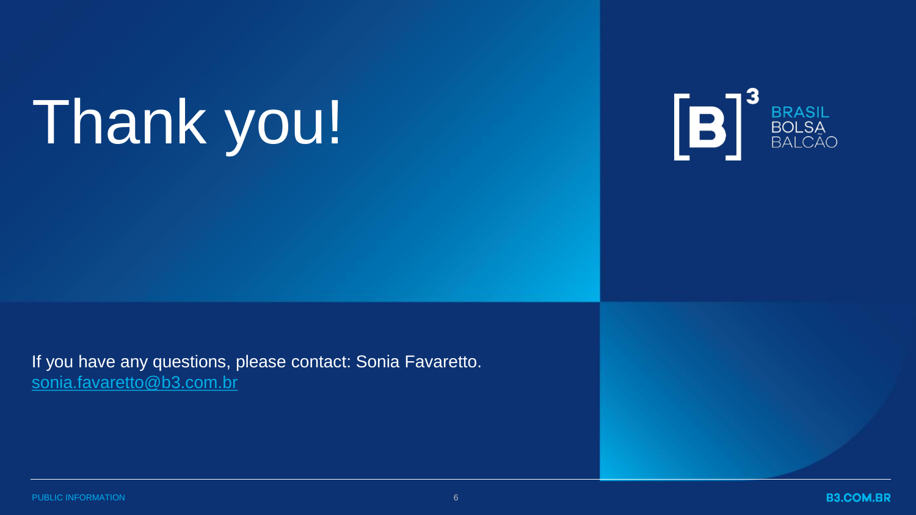# Thank you!

If you have any questions, please contact: Sonia Favaretto.
sonia.favaretto@b3.com.br